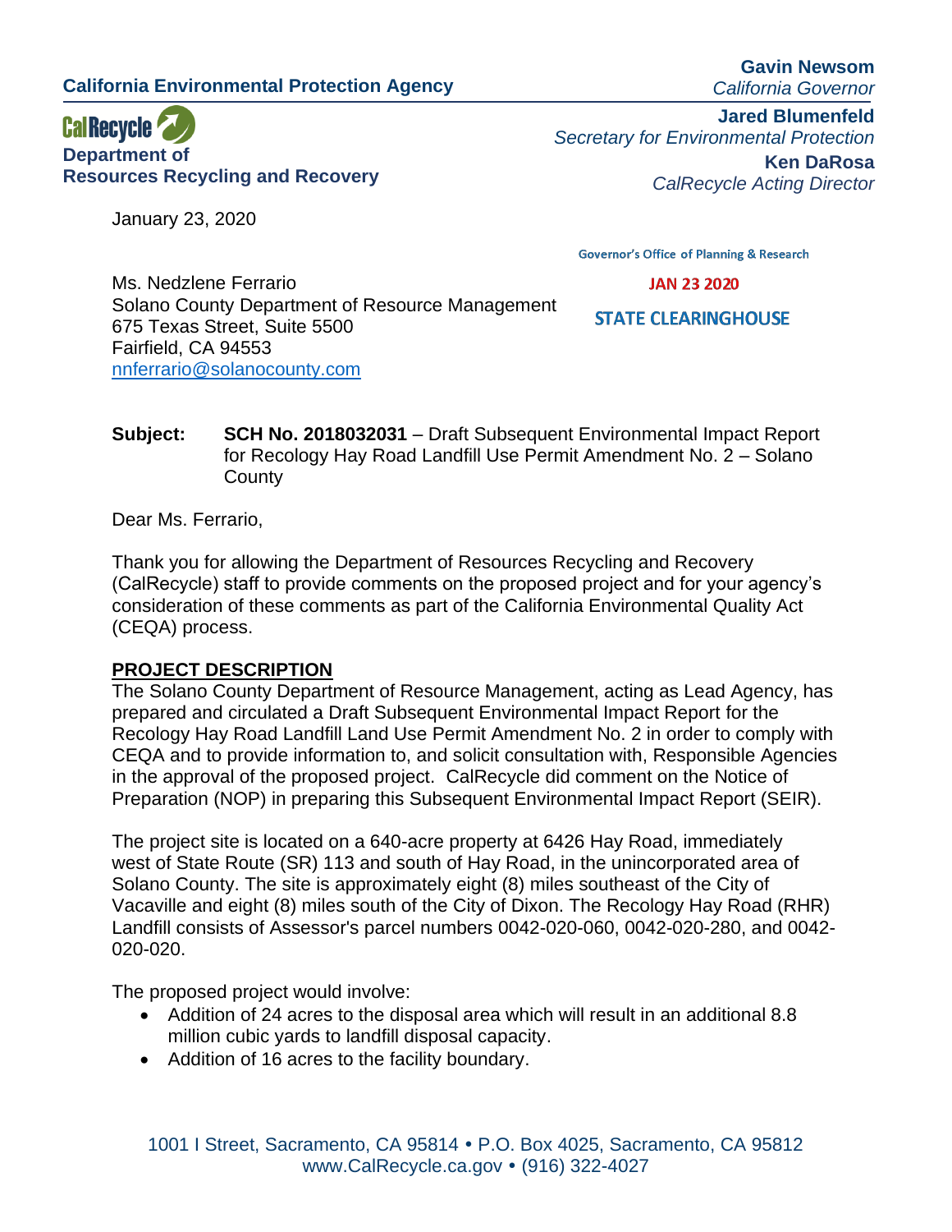**California Environmental Protection Agency**

**Gavin Newsom**
*California Governor*

**CalRecycle**
**Department of Resources Recycling and Recovery**

**Jared Blumenfeld**
*Secretary for Environmental Protection*

**Ken DaRosa**
*CalRecycle Acting Director*

January 23, 2020

Governor's Office of Planning & Research

JAN 23 2020

STATE CLEARINGHOUSE

Ms. Nedzlene Ferrario
Solano County Department of Resource Management
675 Texas Street, Suite 5500
Fairfield, CA 94553
nnferrario@solanocounty.com

**Subject:** **SCH No. 2018032031** – Draft Subsequent Environmental Impact Report for Recology Hay Road Landfill Use Permit Amendment No. 2 – Solano County

Dear Ms. Ferrario,

Thank you for allowing the Department of Resources Recycling and Recovery (CalRecycle) staff to provide comments on the proposed project and for your agency's consideration of these comments as part of the California Environmental Quality Act (CEQA) process.

**PROJECT DESCRIPTION**

The Solano County Department of Resource Management, acting as Lead Agency, has prepared and circulated a Draft Subsequent Environmental Impact Report for the Recology Hay Road Landfill Land Use Permit Amendment No. 2 in order to comply with CEQA and to provide information to, and solicit consultation with, Responsible Agencies in the approval of the proposed project. CalRecycle did comment on the Notice of Preparation (NOP) in preparing this Subsequent Environmental Impact Report (SEIR).

The project site is located on a 640-acre property at 6426 Hay Road, immediately west of State Route (SR) 113 and south of Hay Road, in the unincorporated area of Solano County. The site is approximately eight (8) miles southeast of the City of Vacaville and eight (8) miles south of the City of Dixon. The Recology Hay Road (RHR) Landfill consists of Assessor's parcel numbers 0042-020-060, 0042-020-280, and 0042-020-020.

The proposed project would involve:

- Addition of 24 acres to the disposal area which will result in an additional 8.8 million cubic yards to landfill disposal capacity.
- Addition of 16 acres to the facility boundary.

1001 I Street, Sacramento, CA 95814 • P.O. Box 4025, Sacramento, CA 95812
www.CalRecycle.ca.gov • (916) 322-4027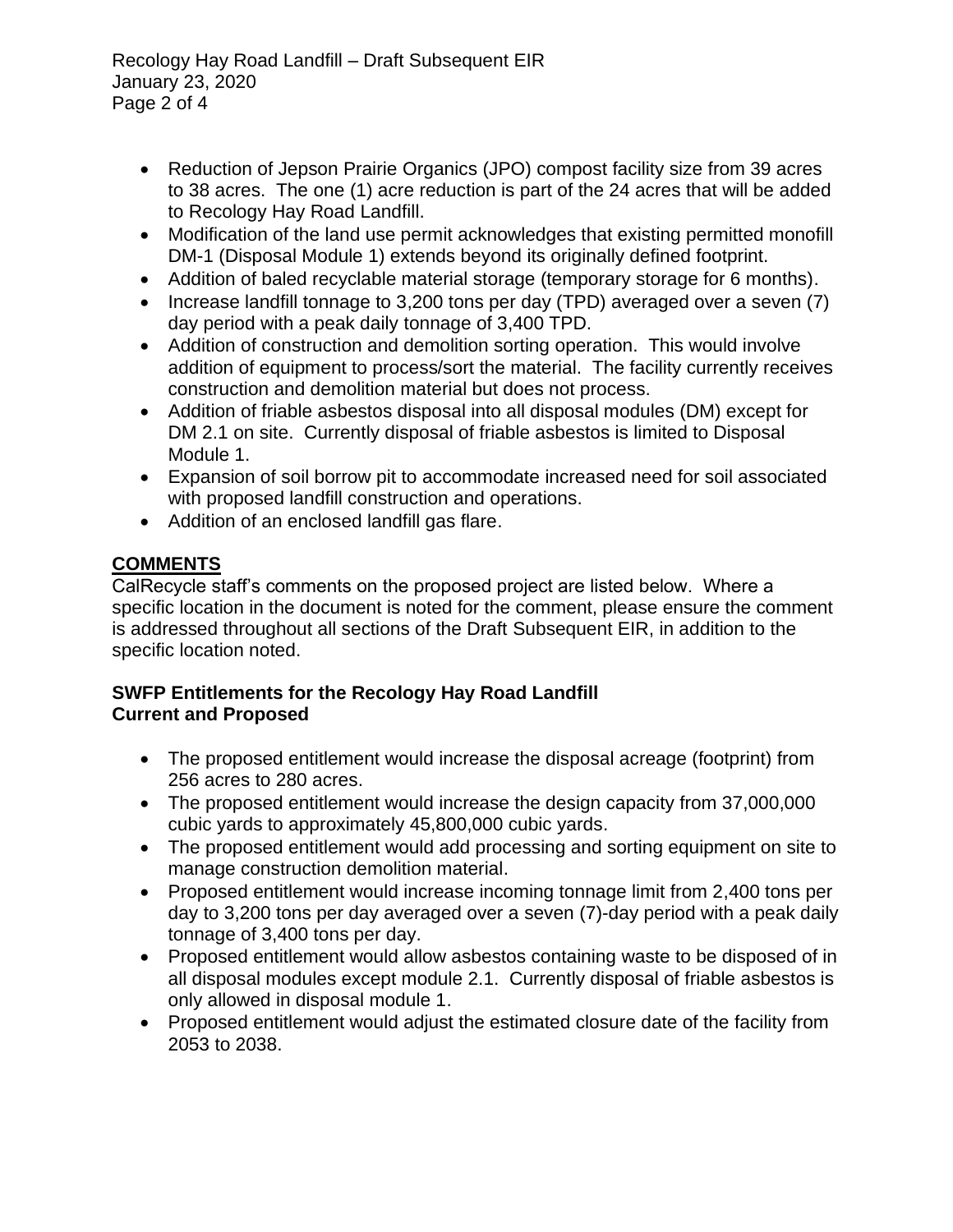- Reduction of Jepson Prairie Organics (JPO) compost facility size from 39 acres to 38 acres. The one (1) acre reduction is part of the 24 acres that will be added to Recology Hay Road Landfill.
- Modification of the land use permit acknowledges that existing permitted monofill DM-1 (Disposal Module 1) extends beyond its originally defined footprint.
- Addition of baled recyclable material storage (temporary storage for 6 months).
- Increase landfill tonnage to 3,200 tons per day (TPD) averaged over a seven (7) day period with a peak daily tonnage of 3,400 TPD.
- Addition of construction and demolition sorting operation. This would involve addition of equipment to process/sort the material. The facility currently receives construction and demolition material but does not process.
- Addition of friable asbestos disposal into all disposal modules (DM) except for DM 2.1 on site. Currently disposal of friable asbestos is limited to Disposal Module 1.
- Expansion of soil borrow pit to accommodate increased need for soil associated with proposed landfill construction and operations.
- Addition of an enclosed landfill gas flare.

## COMMENTS

CalRecycle staff's comments on the proposed project are listed below. Where a specific location in the document is noted for the comment, please ensure the comment is addressed throughout all sections of the Draft Subsequent EIR, in addition to the specific location noted.

### SWFP Entitlements for the Recology Hay Road Landfill Current and Proposed

- The proposed entitlement would increase the disposal acreage (footprint) from 256 acres to 280 acres.
- The proposed entitlement would increase the design capacity from 37,000,000 cubic yards to approximately 45,800,000 cubic yards.
- The proposed entitlement would add processing and sorting equipment on site to manage construction demolition material.
- Proposed entitlement would increase incoming tonnage limit from 2,400 tons per day to 3,200 tons per day averaged over a seven (7)-day period with a peak daily tonnage of 3,400 tons per day.
- Proposed entitlement would allow asbestos containing waste to be disposed of in all disposal modules except module 2.1. Currently disposal of friable asbestos is only allowed in disposal module 1.
- Proposed entitlement would adjust the estimated closure date of the facility from 2053 to 2038.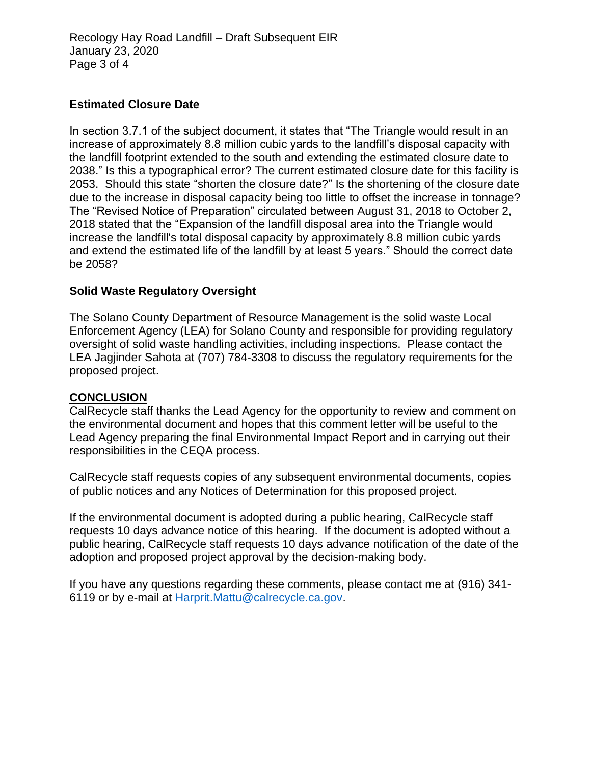**Estimated Closure Date**

In section 3.7.1 of the subject document, it states that "The Triangle would result in an increase of approximately 8.8 million cubic yards to the landfill's disposal capacity with the landfill footprint extended to the south and extending the estimated closure date to 2038." Is this a typographical error? The current estimated closure date for this facility is 2053. Should this state "shorten the closure date?" Is the shortening of the closure date due to the increase in disposal capacity being too little to offset the increase in tonnage? The "Revised Notice of Preparation" circulated between August 31, 2018 to October 2, 2018 stated that the "Expansion of the landfill disposal area into the Triangle would increase the landfill's total disposal capacity by approximately 8.8 million cubic yards and extend the estimated life of the landfill by at least 5 years." Should the correct date be 2058?

**Solid Waste Regulatory Oversight**

The Solano County Department of Resource Management is the solid waste Local Enforcement Agency (LEA) for Solano County and responsible for providing regulatory oversight of solid waste handling activities, including inspections. Please contact the LEA Jagjinder Sahota at (707) 784-3308 to discuss the regulatory requirements for the proposed project.

**CONCLUSION**

CalRecycle staff thanks the Lead Agency for the opportunity to review and comment on the environmental document and hopes that this comment letter will be useful to the Lead Agency preparing the final Environmental Impact Report and in carrying out their responsibilities in the CEQA process.

CalRecycle staff requests copies of any subsequent environmental documents, copies of public notices and any Notices of Determination for this proposed project.

If the environmental document is adopted during a public hearing, CalRecycle staff requests 10 days advance notice of this hearing. If the document is adopted without a public hearing, CalRecycle staff requests 10 days advance notification of the date of the adoption and proposed project approval by the decision-making body.

If you have any questions regarding these comments, please contact me at (916) 341-6119 or by e-mail at Harprit.Mattu@calrecycle.ca.gov.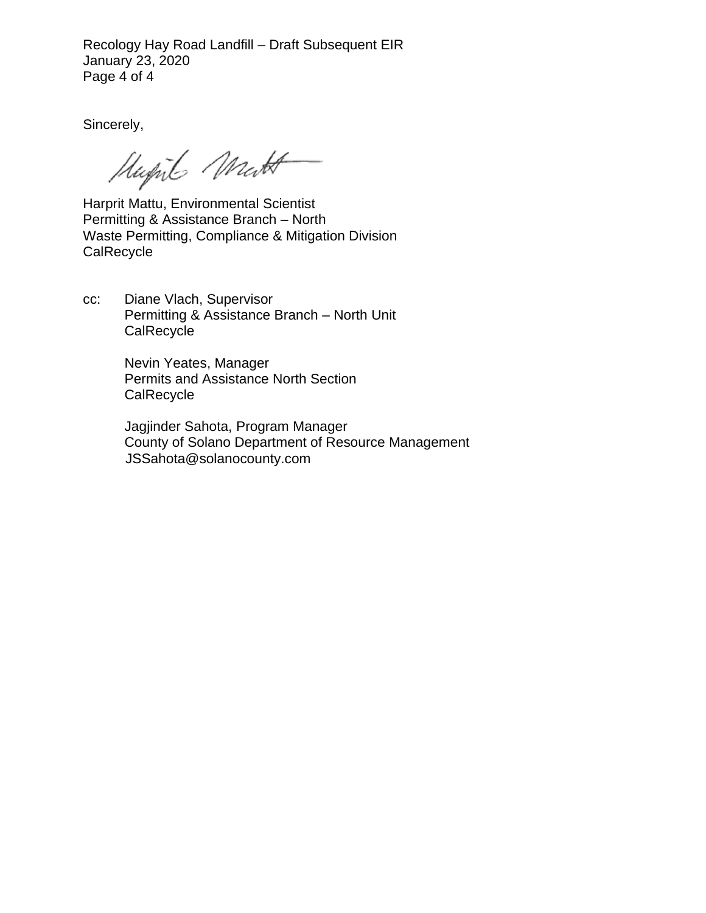Sincerely,

Harprit Mattu, Environmental Scientist
Permitting & Assistance Branch – North
Waste Permitting, Compliance & Mitigation Division
CalRecycle

cc: Diane Vlach, Supervisor
Permitting & Assistance Branch – North Unit
CalRecycle

Nevin Yeates, Manager
Permits and Assistance North Section
CalRecycle

Jagjinder Sahota, Program Manager
County of Solano Department of Resource Management
JSSahota@solanocounty.com